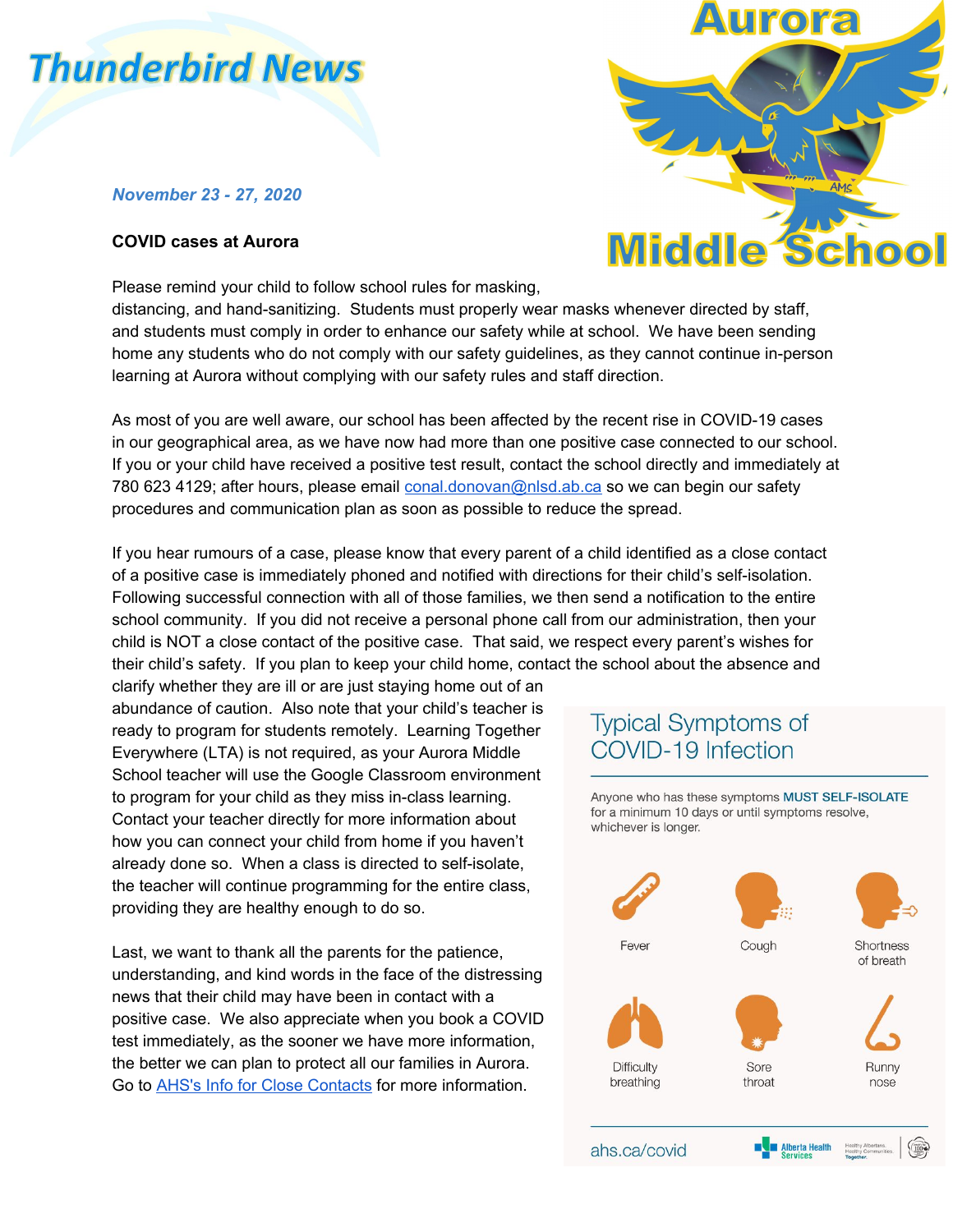# Thunderbird News

# Aurora Middle School

*November 23 - 27, 2020*

**COVID cases at Aurora**

Please remind your child to follow school rules for masking, distancing, and hand-sanitizing. Students must properly wear masks whenever directed by staff, and students must comply in order to enhance our safety while at school. We have been sending home any students who do not comply with our safety guidelines, as they cannot continue in-person learning at Aurora without complying with our safety rules and staff direction.

As most of you are well aware, our school has been affected by the recent rise in COVID-19 cases in our geographical area, as we have now had more than one positive case connected to our school. If you or your child have received a positive test result, contact the school directly and immediately at 780 623 4129; after hours, please email conal.donovan@nlsd.ab.ca so we can begin our safety procedures and communication plan as soon as possible to reduce the spread.

If you hear rumours of a case, please know that every parent of a child identified as a close contact of a positive case is immediately phoned and notified with directions for their child's self-isolation. Following successful connection with all of those families, we then send a notification to the entire school community. If you did not receive a personal phone call from our administration, then your child is NOT a close contact of the positive case. That said, we respect every parent's wishes for their child's safety. If you plan to keep your child home, contact the school about the absence and clarify whether they are ill or are just staying home out of an abundance of caution. Also note that your child's teacher is ready to program for students remotely. Learning Together Everywhere (LTA) is not required, as your Aurora Middle School teacher will use the Google Classroom environment to program for your child as they miss in-class learning. Contact your teacher directly for more information about how you can connect your child from home if you haven't already done so. When a class is directed to self-isolate, the teacher will continue programming for the entire class, providing they are healthy enough to do so.

Last, we want to thank all the parents for the patience, understanding, and kind words in the face of the distressing news that their child may have been in contact with a positive case. We also appreciate when you book a COVID test immediately, as the sooner we have more information, the better we can plan to protect all our families in Aurora. Go to AHS's Info for Close Contacts for more information.

## Typical Symptoms of COVID-19 Infection

Anyone who has these symptoms **MUST SELF-ISOLATE** for a minimum 10 days or until symptoms resolve, whichever is longer.

- Fever
- Cough
- Shortness of breath
- Difficulty breathing
- Sore throat
- Runny nose

ahs.ca/covid — Alberta Health Services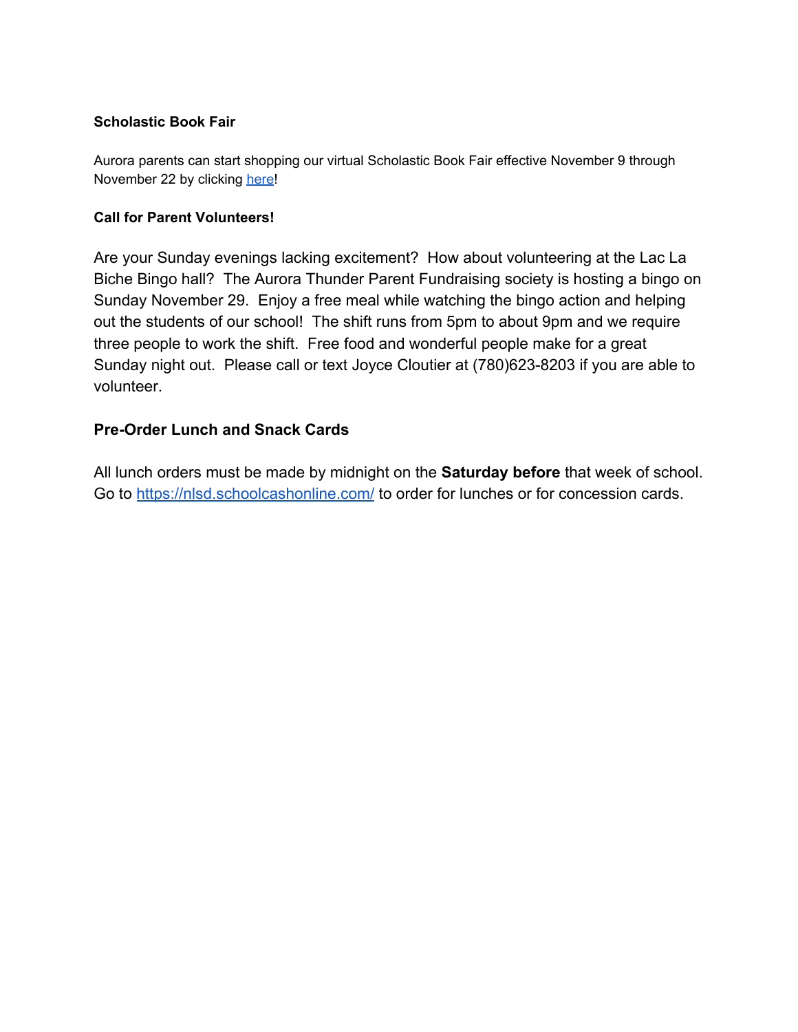**Scholastic Book Fair**

Aurora parents can start shopping our virtual Scholastic Book Fair effective November 9 through November 22 by clicking here!

**Call for Parent Volunteers!**

Are your Sunday evenings lacking excitement? How about volunteering at the Lac La Biche Bingo hall? The Aurora Thunder Parent Fundraising society is hosting a bingo on Sunday November 29. Enjoy a free meal while watching the bingo action and helping out the students of our school! The shift runs from 5pm to about 9pm and we require three people to work the shift. Free food and wonderful people make for a great Sunday night out. Please call or text Joyce Cloutier at (780)623-8203 if you are able to volunteer.

**Pre-Order Lunch and Snack Cards**

All lunch orders must be made by midnight on the **Saturday before** that week of school. Go to https://nlsd.schoolcashonline.com/ to order for lunches or for concession cards.